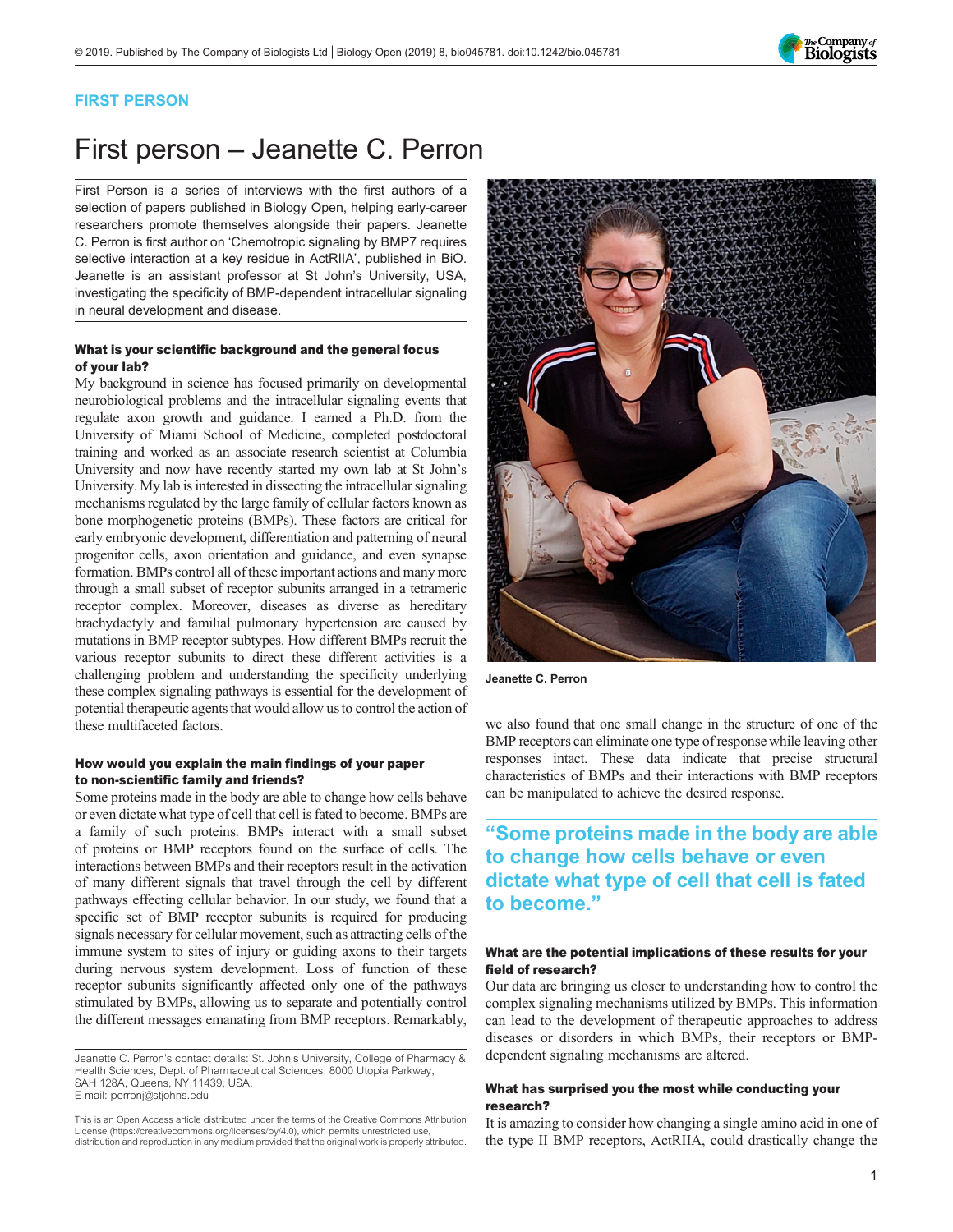FIRST PERSON

# First person – Jeanette C. Perron

First Person is a series of interviews with the first authors of a selection of papers published in Biology Open, helping early-career researchers promote themselves alongside their papers. Jeanette C. Perron is first author on 'Chemotropic signaling by BMP7 requires selective interaction at a key residue in ActRIIA', published in BiO. Jeanette is an assistant professor at St John's University, USA, investigating the specificity of BMP-dependent intracellular signaling in neural development and disease.

Jeanette C. Perron

### What is your scientific background and the general focus of your lab?

My background in science has focused primarily on developmental neurobiological problems and the intracellular signaling events that regulate axon growth and guidance. I earned a Ph.D. from the University of Miami School of Medicine, completed postdoctoral training and worked as an associate research scientist at Columbia University and now have recently started my own lab at St John's University. My lab is interested in dissecting the intracellular signaling mechanisms regulated by the large family of cellular factors known as bone morphogenetic proteins (BMPs). These factors are critical for early embryonic development, differentiation and patterning of neural progenitor cells, axon orientation and guidance, and even synapse formation. BMPs control all of these important actions and many more through a small subset of receptor subunits arranged in a tetrameric receptor complex. Moreover, diseases as diverse as hereditary brachydactyly and familial pulmonary hypertension are caused by mutations in BMP receptor subtypes. How different BMPs recruit the various receptor subunits to direct these different activities is a challenging problem and understanding the specificity underlying these complex signaling pathways is essential for the development of potential therapeutic agents that would allow us to control the action of these multifaceted factors.

### How would you explain the main findings of your paper to non-scientific family and friends?

Some proteins made in the body are able to change how cells behave or even dictate what type of cell that cell is fated to become. BMPs are a family of such proteins. BMPs interact with a small subset of proteins or BMP receptors found on the surface of cells. The interactions between BMPs and their receptors result in the activation of many different signals that travel through the cell by different pathways effecting cellular behavior. In our study, we found that a specific set of BMP receptor subunits is required for producing signals necessary for cellular movement, such as attracting cells of the immune system to sites of injury or guiding axons to their targets during nervous system development. Loss of function of these receptor subunits significantly affected only one of the pathways stimulated by BMPs, allowing us to separate and potentially control the different messages emanating from BMP receptors. Remarkably, we also found that one small change in the structure of one of the BMP receptors can eliminate one type of response while leaving other responses intact. These data indicate that precise structural characteristics of BMPs and their interactions with BMP receptors can be manipulated to achieve the desired response.

> "Some proteins made in the body are able to change how cells behave or even dictate what type of cell that cell is fated to become."

### What are the potential implications of these results for your field of research?

Our data are bringing us closer to understanding how to control the complex signaling mechanisms utilized by BMPs. This information can lead to the development of therapeutic approaches to address diseases or disorders in which BMPs, their receptors or BMP-dependent signaling mechanisms are altered.

### What has surprised you the most while conducting your research?

It is amazing to consider how changing a single amino acid in one of the type II BMP receptors, ActRIIA, could drastically change the

---

Jeanette C. Perron's contact details: St. John's University, College of Pharmacy & Health Sciences, Dept. of Pharmaceutical Sciences, 8000 Utopia Parkway, SAH 128A, Queens, NY 11439, USA.
E-mail: perronj@stjohns.edu

This is an Open Access article distributed under the terms of the Creative Commons Attribution License (https://creativecommons.org/licenses/by/4.0), which permits unrestricted use, distribution and reproduction in any medium provided that the original work is properly attributed.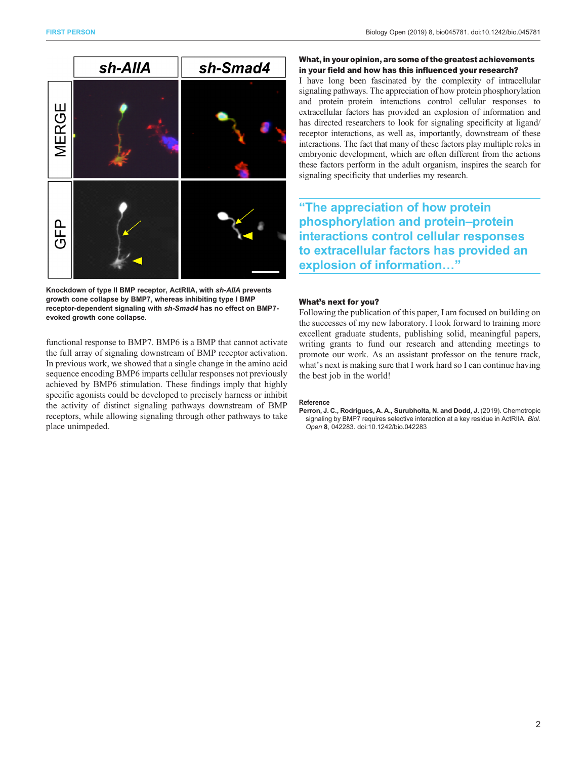Knockdown of type II BMP receptor, ActRIIA, with *sh-AIIA* prevents growth cone collapse by BMP7, whereas inhibiting type I BMP receptor-dependent signaling with *sh-Smad4* has no effect on BMP7-evoked growth cone collapse.

functional response to BMP7. BMP6 is a BMP that cannot activate the full array of signaling downstream of BMP receptor activation. In previous work, we showed that a single change in the amino acid sequence encoding BMP6 imparts cellular responses not previously achieved by BMP6 stimulation. These findings imply that highly specific agonists could be developed to precisely harness or inhibit the activity of distinct signaling pathways downstream of BMP receptors, while allowing signaling through other pathways to take place unimpeded.

### What, in your opinion, are some of the greatest achievements in your field and how has this influenced your research?

I have long been fascinated by the complexity of intracellular signaling pathways. The appreciation of how protein phosphorylation and protein–protein interactions control cellular responses to extracellular factors has provided an explosion of information and has directed researchers to look for signaling specificity at ligand/receptor interactions, as well as, importantly, downstream of these interactions. The fact that many of these factors play multiple roles in embryonic development, which are often different from the actions these factors perform in the adult organism, inspires the search for signaling specificity that underlies my research.

> "The appreciation of how protein phosphorylation and protein–protein interactions control cellular responses to extracellular factors has provided an explosion of information…"

### What's next for you?

Following the publication of this paper, I am focused on building on the successes of my new laboratory. I look forward to training more excellent graduate students, publishing solid, meaningful papers, writing grants to fund our research and attending meetings to promote our work. As an assistant professor on the tenure track, what's next is making sure that I work hard so I can continue having the best job in the world!

#### Reference

**Perron, J. C., Rodrigues, A. A., Surubholta, N. and Dodd, J.** (2019). Chemotropic signaling by BMP7 requires selective interaction at a key residue in ActRIIA. *Biol. Open* **8**, 042283. doi:10.1242/bio.042283